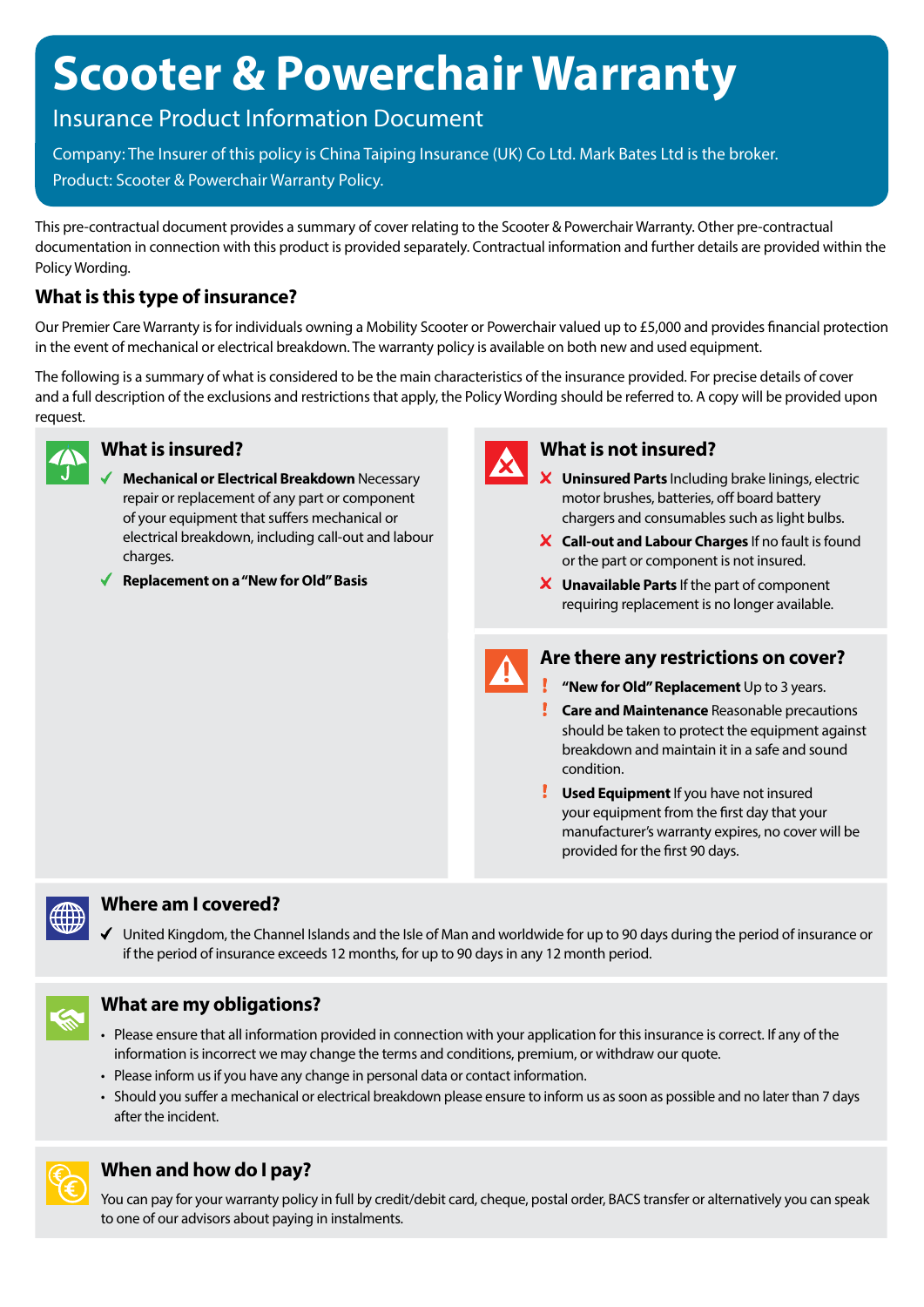# Scooter & Powerchair Warranty

## Insurance Product Information Document

Company: The Insurer of this policy is China Taiping Insurance (UK) Co Ltd. Mark Bates Ltd is the broker.

Product: Scooter & Powerchair Warranty Policy.

This pre-contractual document provides a summary of cover relating to the Scooter & Powerchair Warranty. Other pre-contractual documentation in connection with this product is provided separately. Contractual information and further details are provided within the Policy Wording.

## What is this type of insurance?

Our Premier Care Warranty is for individuals owning a Mobility Scooter or Powerchair valued up to £5,000 and provides financial protection in the event of mechanical or electrical breakdown. The warranty policy is available on both new and used equipment.

The following is a summary of what is considered to be the main characteristics of the insurance provided. For precise details of cover and a full description of the exclusions and restrictions that apply, the Policy Wording should be referred to. A copy will be provided upon request.

### What is insured?

- ✓ **Mechanical or Electrical Breakdown** Necessary repair or replacement of any part or component of your equipment that suffers mechanical or electrical breakdown, including call-out and labour charges.
- ✓ **Replacement on a "New for Old" Basis**

### What is not insured?

- ✗ **Uninsured Parts** Including brake linings, electric motor brushes, batteries, off board battery chargers and consumables such as light bulbs.
- ✗ **Call-out and Labour Charges** If no fault is found or the part or component is not insured.
- ✗ **Unavailable Parts** If the part of component requiring replacement is no longer available.

### Are there any restrictions on cover?

- ! **"New for Old" Replacement** Up to 3 years.
- ! **Care and Maintenance** Reasonable precautions should be taken to protect the equipment against breakdown and maintain it in a safe and sound condition.
- ! **Used Equipment** If you have not insured your equipment from the first day that your manufacturer's warranty expires, no cover will be provided for the first 90 days.

### Where am I covered?

- ✓ United Kingdom, the Channel Islands and the Isle of Man and worldwide for up to 90 days during the period of insurance or if the period of insurance exceeds 12 months, for up to 90 days in any 12 month period.

### What are my obligations?

- Please ensure that all information provided in connection with your application for this insurance is correct. If any of the information is incorrect we may change the terms and conditions, premium, or withdraw our quote.
- Please inform us if you have any change in personal data or contact information.
- Should you suffer a mechanical or electrical breakdown please ensure to inform us as soon as possible and no later than 7 days after the incident.

### When and how do I pay?

You can pay for your warranty policy in full by credit/debit card, cheque, postal order, BACS transfer or alternatively you can speak to one of our advisors about paying in instalments.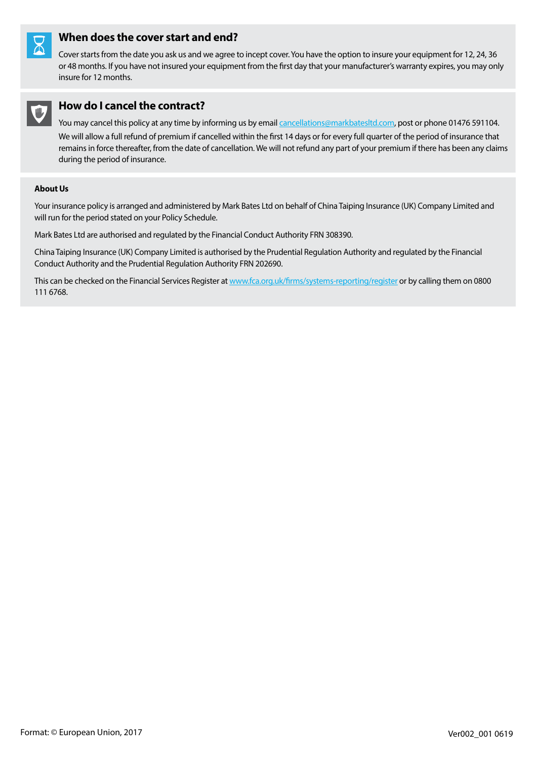## When does the cover start and end?

Cover starts from the date you ask us and we agree to incept cover. You have the option to insure your equipment for 12, 24, 36 or 48 months. If you have not insured your equipment from the first day that your manufacturer's warranty expires, you may only insure for 12 months.

## How do I cancel the contract?

You may cancel this policy at any time by informing us by email cancellations@markbatesltd.com, post or phone 01476 591104.

We will allow a full refund of premium if cancelled within the first 14 days or for every full quarter of the period of insurance that remains in force thereafter, from the date of cancellation. We will not refund any part of your premium if there has been any claims during the period of insurance.

**About Us**

Your insurance policy is arranged and administered by Mark Bates Ltd on behalf of China Taiping Insurance (UK) Company Limited and will run for the period stated on your Policy Schedule.

Mark Bates Ltd are authorised and regulated by the Financial Conduct Authority FRN 308390.

China Taiping Insurance (UK) Company Limited is authorised by the Prudential Regulation Authority and regulated by the Financial Conduct Authority and the Prudential Regulation Authority FRN 202690.

This can be checked on the Financial Services Register at www.fca.org.uk/firms/systems-reporting/register or by calling them on 0800 111 6768.

Format: © European Union, 2017

Ver002_001 0619